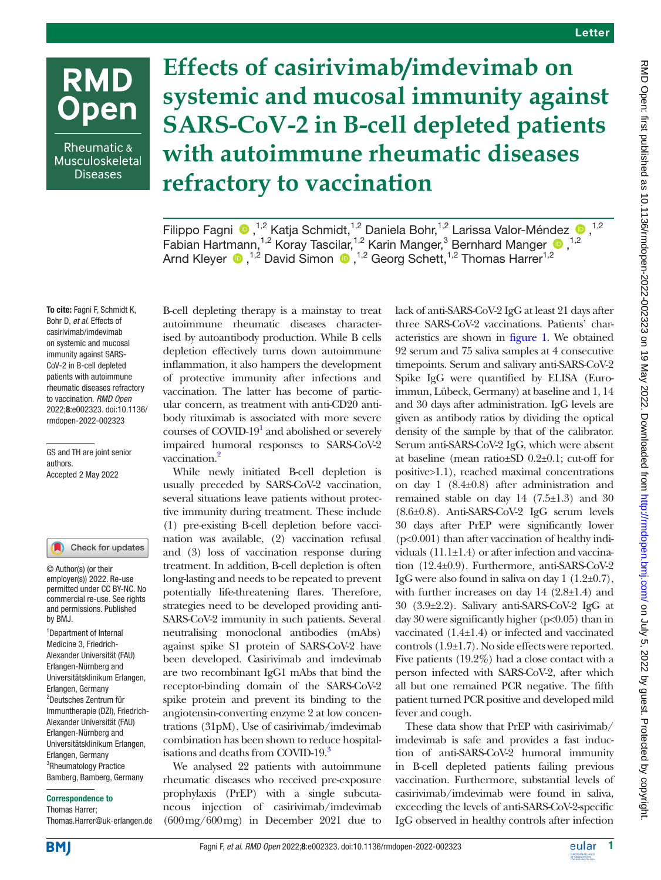Letter

# Effects of casirivimab/imdevimab on systemic and mucosal immunity against SARS-CoV-2 in B-cell depleted patients with autoimmune rheumatic diseases refractory to vaccination

Filippo Fagni [1,2], Katja Schmidt [1,2], Daniela Bohr [1,2], Larissa Valor-Méndez [1,2], Fabian Hartmann [1,2], Koray Tascilar [1,2], Karin Manger [3], Bernhard Manger [1,2], Arnd Kleyer [1,2], David Simon [1,2], Georg Schett [1,2], Thomas Harrer [1,2]

**To cite:** Fagni F, Schmidt K, Bohr D, *et al*. Effects of casirivimab/imdevimab on systemic and mucosal immunity against SARS-CoV-2 in B-cell depleted patients with autoimmune rheumatic diseases refractory to vaccination. *RMD Open* 2022;**8**:e002323. doi:10.1136/rmdopen-2022-002323

GS and TH are joint senior authors.

Accepted 2 May 2022

© Author(s) (or their employer(s)) 2022. Re-use permitted under CC BY-NC. No commercial re-use. See rights and permissions. Published by BMJ.

[1] Department of Internal Medicine 3, Friedrich-Alexander Universität (FAU) Erlangen-Nürnberg and Universitätsklinikum Erlangen, Erlangen, Germany
[2] Deutsches Zentrum für Immuntherapie (DZI), Friedrich-Alexander Universität (FAU) Erlangen-Nürnberg and Universitätsklinikum Erlangen, Erlangen, Germany
[3] Rheumatology Practice Bamberg, Bamberg, Germany

**Correspondence to**
Thomas Harrer;
Thomas.Harrer@uk-erlangen.de

B-cell depleting therapy is a mainstay to treat autoimmune rheumatic diseases characterised by autoantibody production. While B cells depletion effectively turns down autoimmune inflammation, it also hampers the development of protective immunity after infections and vaccination. The latter has become of particular concern, as treatment with anti-CD20 antibody rituximab is associated with more severe courses of COVID-19[1] and abolished or severely impaired humoral responses to SARS-CoV-2 vaccination.[2]

While newly initiated B-cell depletion is usually preceded by SARS-CoV-2 vaccination, several situations leave patients without protective immunity during treatment. These include (1) pre-existing B-cell depletion before vaccination was available, (2) vaccination refusal and (3) loss of vaccination response during treatment. In addition, B-cell depletion is often long-lasting and needs to be repeated to prevent potentially life-threatening flares. Therefore, strategies need to be developed providing anti-SARS-CoV-2 immunity in such patients. Several neutralising monoclonal antibodies (mAbs) against spike S1 protein of SARS-CoV-2 have been developed. Casirivimab and imdevimab are two recombinant IgG1 mAbs that bind the receptor-binding domain of the SARS-CoV-2 spike protein and prevent its binding to the angiotensin-converting enzyme 2 at low concentrations (31pM). Use of casirivimab/imdevimab combination has been shown to reduce hospitalisations and deaths from COVID-19.[3]

We analysed 22 patients with autoimmune rheumatic diseases who received pre-exposure prophylaxis (PrEP) with a single subcutaneous injection of casirivimab/imdevimab (600 mg/600 mg) in December 2021 due to lack of anti-SARS-CoV-2 IgG at least 21 days after three SARS-CoV-2 vaccinations. Patients' characteristics are shown in figure 1. We obtained 92 serum and 75 saliva samples at 4 consecutive timepoints. Serum and salivary anti-SARS-CoV-2 Spike IgG were quantified by ELISA (Euroimmun, Lübeck, Germany) at baseline and 1, 14 and 30 days after administration. IgG levels are given as antibody ratios by dividing the optical density of the sample by that of the calibrator. Serum anti-SARS-CoV-2 IgG, which were absent at baseline (mean ratio±SD 0.2±0.1; cut-off for positive>1.1), reached maximal concentrations on day 1 (8.4±0.8) after administration and remained stable on day 14 (7.5±1.3) and 30 (8.6±0.8). Anti-SARS-CoV-2 IgG serum levels 30 days after PrEP were significantly lower ($p<0.001$) than after vaccination of healthy individuals (11.1±1.4) or after infection and vaccination (12.4±0.9). Furthermore, anti-SARS-CoV-2 IgG were also found in saliva on day 1 (1.2±0.7), with further increases on day 14 (2.8±1.4) and 30 (3.9±2.2). Salivary anti-SARS-CoV-2 IgG at day 30 were significantly higher ($p<0.05$) than in vaccinated (1.4±1.4) or infected and vaccinated controls (1.9±1.7). No side effects were reported. Five patients (19.2%) had a close contact with a person infected with SARS-CoV-2, after which all but one remained PCR negative. The fifth patient turned PCR positive and developed mild fever and cough.

These data show that PrEP with casirivimab/imdevimab is safe and provides a fast induction of anti-SARS-CoV-2 humoral immunity in B-cell depleted patients failing previous vaccination. Furthermore, substantial levels of casirivimab/imdevimab were found in saliva, exceeding the levels of anti-SARS-CoV-2-specific IgG observed in healthy controls after infection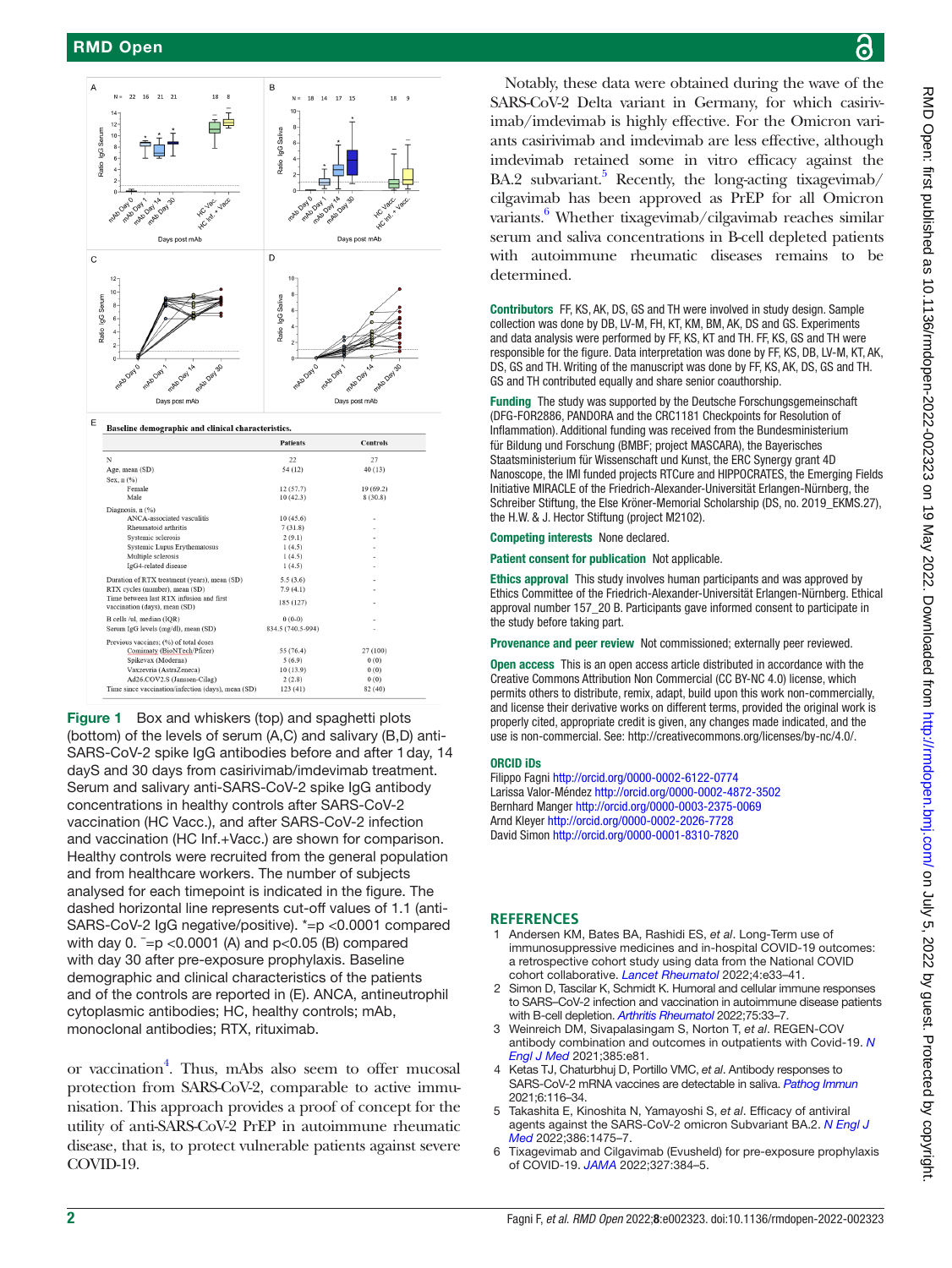A

N = 22 16 21 21 18 8

Ratio IgG Serum

mAb Day 0, mAb Day 1, mAb Day 14, mAb Day 30, HC Vacc., HC Inf. + Vacc.

Days post mAb

B

N = 18 14 17 15 18 9

Ratio IgG Saliva

mAb Day 0, mAb Day 1, mAb Day 14, mAb Day 30, HC Vacc., HC Inf. + Vacc.

Days post mAb

C

Ratio IgG Serum

mAb Day 0, mAb Day 1, mAb Day 14, mAb Day 30

Days post mAb

D

Ratio IgG Saliva

mAb Day 0, mAb Day 1, mAb Day 14, mAb Day 30

Days post mAb

E

**Baseline demographic and clinical characteristics.**

| | Patients | Controls |
|---|---|---|
| N | 22 | 27 |
| Age, mean (SD) | 54 (12) | 40 (13) |
| Sex, n (%) | | |
| Female | 12 (57.7) | 19 (69.2) |
| Male | 10 (42.3) | 8 (30.8) |
| Diagnosis, n (%) | | |
| ANCA-associated vasculitis | 10 (45.6) | - |
| Rheumatoid arthritis | 7 (31.8) | - |
| Systemic sclerosis | 2 (9.1) | - |
| Systemic Lupus Erythematosus | 1 (4.5) | - |
| Multiple sclerosis | 1 (4.5) | - |
| IgG4-related disease | 1 (4.5) | - |
| Duration of RTX treatment (years), mean (SD) | 5.5 (3.6) | - |
| RTX cycles (number), mean (SD) | 7.9 (4.1) | - |
| Time between last RTX infusion and first vaccination (days), mean (SD) | 185 (127) | - |
| B cells /ul, median (IQR) | 0 (0-0) | - |
| Serum IgG levels (mg/dl), mean (SD) | 834.5 (740.5-994) | - |
| Previous vaccines; (%) of total doses | | |
| Comirnaty (BioNTech/Pfizer) | 55 (76.4) | 27 (100) |
| Spikevax (Moderna) | 5 (6.9) | 0 (0) |
| Vaxzevria (AstraZeneca) | 10 (13.9) | 0 (0) |
| Ad26.COV2.S (Janssen-Cilag) | 2 (2.8) | 0 (0) |
| Time since vaccination/infection (days), mean (SD) | 123 (41) | 82 (40) |

**Figure 1** Box and whiskers (top) and spaghetti plots (bottom) of the levels of serum (A,C) and salivary (B,D) anti-SARS-CoV-2 spike IgG antibodies before and after 1 day, 14 dayS and 30 days from casirivimab/imdevimab treatment. Serum and salivary anti-SARS-CoV-2 spike IgG antibody concentrations in healthy controls after SARS-CoV-2 vaccination (HC Vacc.), and after SARS-CoV-2 infection and vaccination (HC Inf.+Vacc.) are shown for comparison. Healthy controls were recruited from the general population and from healthcare workers. The number of subjects analysed for each timepoint is indicated in the figure. The dashed horizontal line represents cut-off values of 1.1 (anti-SARS-CoV-2 IgG negative/positive). *=p <0.0001 compared with day 0. ¯=p <0.0001 (A) and p<0.05 (B) compared with day 30 after pre-exposure prophylaxis. Baseline demographic and clinical characteristics of the patients and of the controls are reported in (E). ANCA, antineutrophil cytoplasmic antibodies; HC, healthy controls; mAb, monoclonal antibodies; RTX, rituximab.

or vaccination[4]. Thus, mAbs also seem to offer mucosal protection from SARS-CoV-2, comparable to active immunisation. This approach provides a proof of concept for the utility of anti-SARS-CoV-2 PrEP in autoimmune rheumatic disease, that is, to protect vulnerable patients against severe COVID-19.

Notably, these data were obtained during the wave of the SARS-CoV-2 Delta variant in Germany, for which casirivimab/imdevimab is highly effective. For the Omicron variants casirivimab and imdevimab are less effective, although imdevimab retained some in vitro efficacy against the BA.2 subvariant.[5] Recently, the long-acting tixagevimab/cilgavimab has been approved as PrEP for all Omicron variants.[6] Whether tixagevimab/cilgavimab reaches similar serum and saliva concentrations in B-cell depleted patients with autoimmune rheumatic diseases remains to be determined.

**Contributors** FF, KS, AK, DS, GS and TH were involved in study design. Sample collection was done by DB, LV-M, FH, KT, KM, BM, AK, DS and GS. Experiments and data analysis were performed by FF, KS, KT and TH. FF, KS, GS and TH were responsible for the figure. Data interpretation was done by FF, KS, DB, LV-M, KT, AK, DS, GS and TH. Writing of the manuscript was done by FF, KS, AK, DS, GS and TH. GS and TH contributed equally and share senior coauthorship.

**Funding** The study was supported by the Deutsche Forschungsgemeinschaft (DFG-FOR2886, PANDORA and the CRC1181 Checkpoints for Resolution of Inflammation). Additional funding was received from the Bundesministerium für Bildung und Forschung (BMBF; project MASCARA), the Bayerisches Staatsministerium für Wissenschaft und Kunst, the ERC Synergy grant 4D Nanoscope, the IMI funded projects RTCure and HIPPOCRATES, the Emerging Fields Initiative MIRACLE of the Friedrich-Alexander-Universität Erlangen-Nürnberg, the Schreiber Stiftung, the Else Kröner-Memorial Scholarship (DS, no. 2019_EKMS.27), the H.W. & J. Hector Stiftung (project M2102).

**Competing interests** None declared.

**Patient consent for publication** Not applicable.

**Ethics approval** This study involves human participants and was approved by Ethics Committee of the Friedrich-Alexander-Universität Erlangen-Nürnberg. Ethical approval number 157_20 B. Participants gave informed consent to participate in the study before taking part.

**Provenance and peer review** Not commissioned; externally peer reviewed.

**Open access** This is an open access article distributed in accordance with the Creative Commons Attribution Non Commercial (CC BY-NC 4.0) license, which permits others to distribute, remix, adapt, build upon this work non-commercially, and license their derivative works on different terms, provided the original work is properly cited, appropriate credit is given, any changes made indicated, and the use is non-commercial. See: http://creativecommons.org/licenses/by-nc/4.0/.

**ORCID iDs**

Filippo Fagni http://orcid.org/0000-0002-6122-0774
Larissa Valor-Méndez http://orcid.org/0000-0002-4872-3502
Bernhard Manger http://orcid.org/0000-0003-2375-0069
Arnd Kleyer http://orcid.org/0000-0002-2026-7728
David Simon http://orcid.org/0000-0001-8310-7820

## REFERENCES

1. Andersen KM, Bates BA, Rashidi ES, *et al*. Long-Term use of immunosuppressive medicines and in-hospital COVID-19 outcomes: a retrospective cohort study using data from the National COVID cohort collaborative. *Lancet Rheumatol* 2022;4:e33–41.
2. Simon D, Tascilar K, Schmidt K. Humoral and cellular immune responses to SARS–CoV-2 infection and vaccination in autoimmune disease patients with B-cell depletion. *Arthritis Rheumatol* 2022;75:33–7.
3. Weinreich DM, Sivapalasingam S, Norton T, *et al*. REGEN-COV antibody combination and outcomes in outpatients with Covid-19. *N Engl J Med* 2021;385:e81.
4. Ketas TJ, Chaturbhuj D, Portillo VMC, *et al*. Antibody responses to SARS-CoV-2 mRNA vaccines are detectable in saliva. *Pathog Immun* 2021;6:116–34.
5. Takashita E, Kinoshita N, Yamayoshi S, *et al*. Efficacy of antiviral agents against the SARS-CoV-2 omicron Subvariant BA.2. *N Engl J Med* 2022;386:1475–7.
6. Tixagevimab and Cilgavimab (Evusheld) for pre-exposure prophylaxis of COVID-19. *JAMA* 2022;327:384–5.